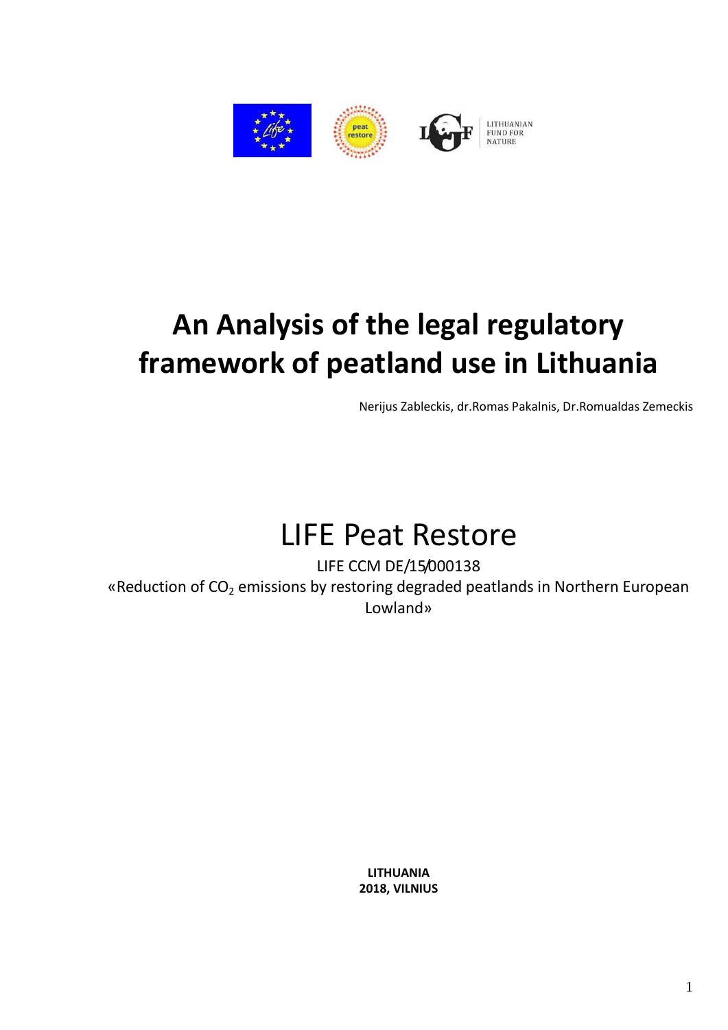# An Analysis of the legal regulatory framework of peatland use in Lithuania

Nerijus Zableckis, dr.Romas Pakalnis, Dr.Romualdas Zemeckis

# LIFE Peat Restore

LIFE CCM DE/15/000138

«Reduction of $CO_2$ emissions by restoring degraded peatlands in Northern European Lowland»

**LITHUANIA**
**2018, VILNIUS**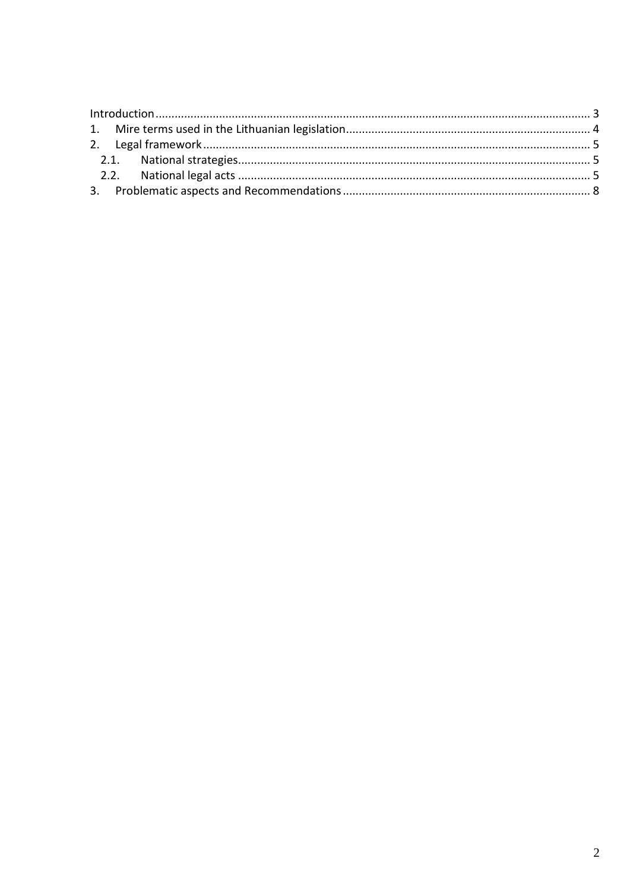Introduction ........................................................ 3
1. Mire terms used in the Lithuanian legislation ........................................................ 4
2. Legal framework ........................................................ 5
   2.1. National strategies ........................................................ 5
   2.2. National legal acts ........................................................ 5
3. Problematic aspects and Recommendations ........................................................ 8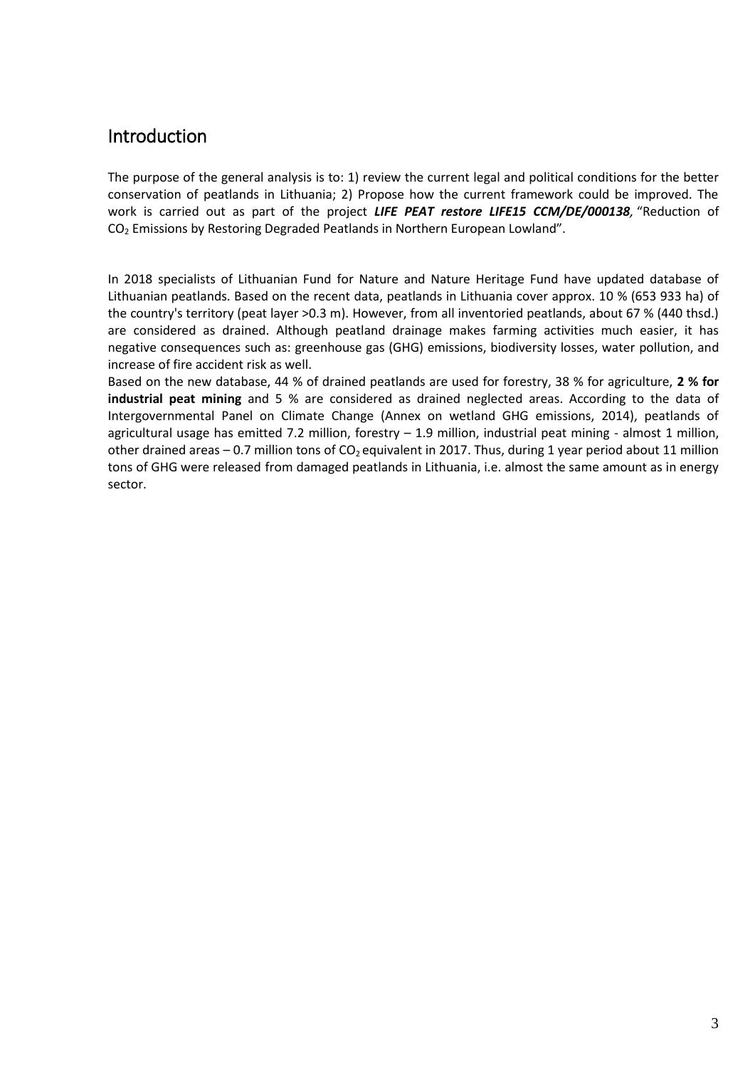## Introduction

The purpose of the general analysis is to: 1) review the current legal and political conditions for the better conservation of peatlands in Lithuania; 2) Propose how the current framework could be improved. The work is carried out as part of the project ***LIFE PEAT restore LIFE15 CCM/DE/000138***, "Reduction of $CO_2$ Emissions by Restoring Degraded Peatlands in Northern European Lowland".

In 2018 specialists of Lithuanian Fund for Nature and Nature Heritage Fund have updated database of Lithuanian peatlands. Based on the recent data, peatlands in Lithuania cover approx. 10 % (653 933 ha) of the country's territory (peat layer >0.3 m). However, from all inventoried peatlands, about 67 % (440 thsd.) are considered as drained. Although peatland drainage makes farming activities much easier, it has negative consequences such as: greenhouse gas (GHG) emissions, biodiversity losses, water pollution, and increase of fire accident risk as well.

Based on the new database, 44 % of drained peatlands are used for forestry, 38 % for agriculture, **2 % for industrial peat mining** and 5 % are considered as drained neglected areas. According to the data of Intergovernmental Panel on Climate Change (Annex on wetland GHG emissions, 2014), peatlands of agricultural usage has emitted 7.2 million, forestry – 1.9 million, industrial peat mining - almost 1 million, other drained areas – 0.7 million tons of $CO_2$ equivalent in 2017. Thus, during 1 year period about 11 million tons of GHG were released from damaged peatlands in Lithuania, i.e. almost the same amount as in energy sector.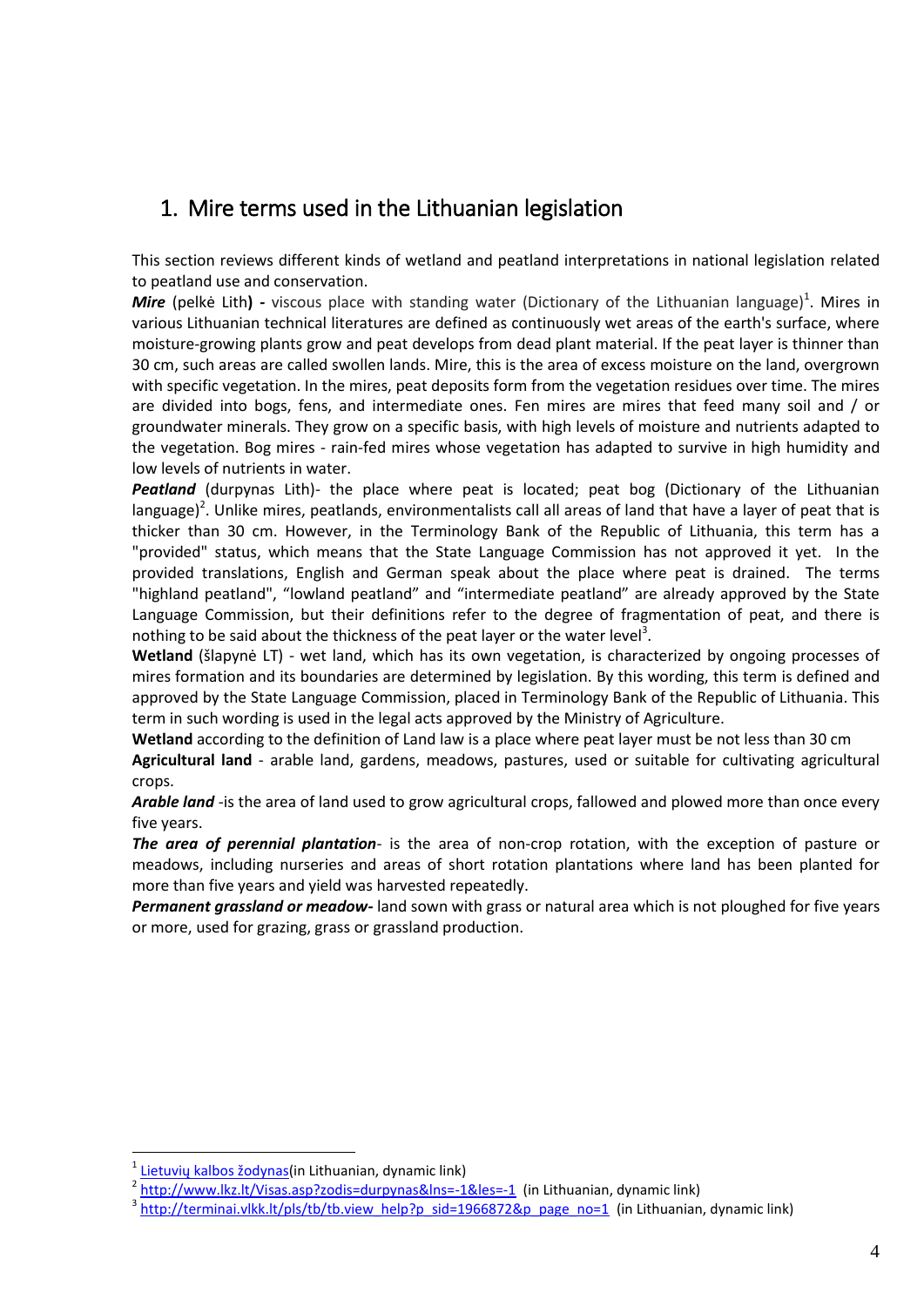# 1. Mire terms used in the Lithuanian legislation

This section reviews different kinds of wetland and peatland interpretations in national legislation related to peatland use and conservation.

***Mire*** (pelkė Lith**) -** viscous place with standing water (Dictionary of the Lithuanian language)[1]. Mires in various Lithuanian technical literatures are defined as continuously wet areas of the earth's surface, where moisture-growing plants grow and peat develops from dead plant material. If the peat layer is thinner than 30 cm, such areas are called swollen lands. Mire, this is the area of excess moisture on the land, overgrown with specific vegetation. In the mires, peat deposits form from the vegetation residues over time. The mires are divided into bogs, fens, and intermediate ones. Fen mires are mires that feed many soil and / or groundwater minerals. They grow on a specific basis, with high levels of moisture and nutrients adapted to the vegetation. Bog mires - rain-fed mires whose vegetation has adapted to survive in high humidity and low levels of nutrients in water.

***Peatland*** (durpynas Lith)- the place where peat is located; peat bog (Dictionary of the Lithuanian language)[2]. Unlike mires, peatlands, environmentalists call all areas of land that have a layer of peat that is thicker than 30 cm. However, in the Terminology Bank of the Republic of Lithuania, this term has a "provided" status, which means that the State Language Commission has not approved it yet. In the provided translations, English and German speak about the place where peat is drained. The terms "highland peatland", "lowland peatland" and "intermediate peatland" are already approved by the State Language Commission, but their definitions refer to the degree of fragmentation of peat, and there is nothing to be said about the thickness of the peat layer or the water level[3].

**Wetland** (šlapynė LT) - wet land, which has its own vegetation, is characterized by ongoing processes of mires formation and its boundaries are determined by legislation. By this wording, this term is defined and approved by the State Language Commission, placed in Terminology Bank of the Republic of Lithuania. This term in such wording is used in the legal acts approved by the Ministry of Agriculture.

**Wetland** according to the definition of Land law is a place where peat layer must be not less than 30 cm

**Agricultural land** - arable land, gardens, meadows, pastures, used or suitable for cultivating agricultural crops.

***Arable land*** -is the area of land used to grow agricultural crops, fallowed and plowed more than once every five years.

***The area of perennial plantation***- is the area of non-crop rotation, with the exception of pasture or meadows, including nurseries and areas of short rotation plantations where land has been planted for more than five years and yield was harvested repeatedly.

***Permanent grassland or meadow-*** land sown with grass or natural area which is not ploughed for five years or more, used for grazing, grass or grassland production.

---

[1] Lietuvių kalbos žodynas(in Lithuanian, dynamic link)

[2] http://www.lkz.lt/Visas.asp?zodis=durpynas&lns=-1&les=-1 (in Lithuanian, dynamic link)

[3] http://terminai.vlkk.lt/pls/tb/tb.view_help?p_sid=1966872&p_page_no=1 (in Lithuanian, dynamic link)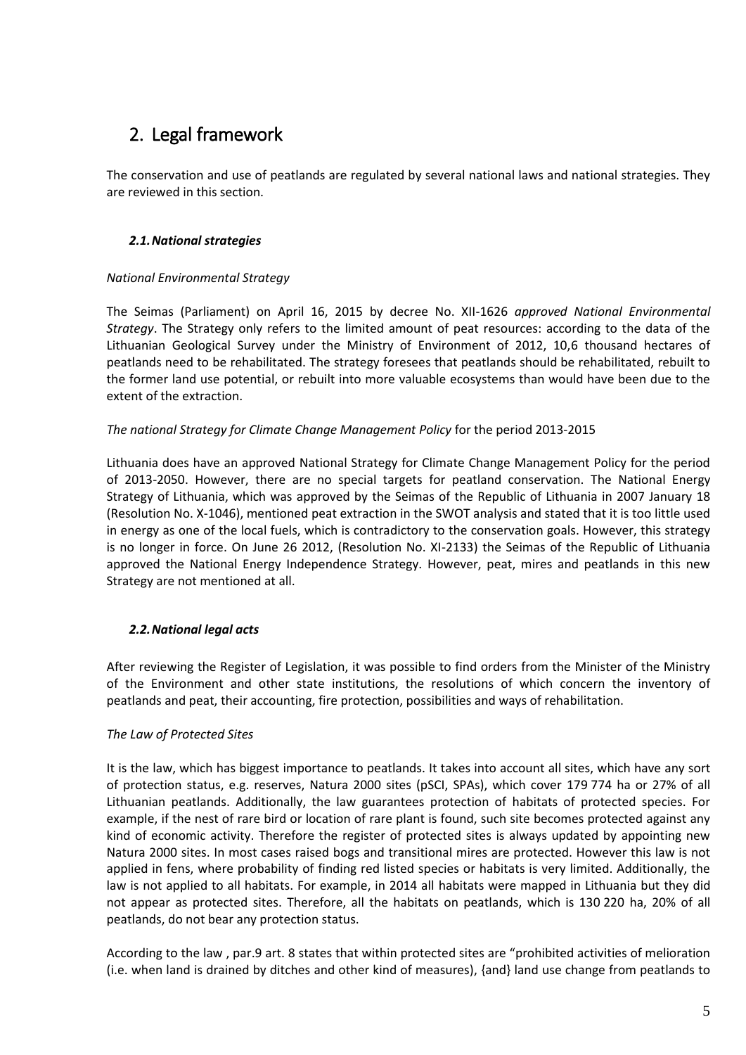## 2. Legal framework

The conservation and use of peatlands are regulated by several national laws and national strategies. They are reviewed in this section.

### *2.1. National strategies*

*National Environmental Strategy*

The Seimas (Parliament) on April 16, 2015 by decree No. XII-1626 *approved National Environmental Strategy*. The Strategy only refers to the limited amount of peat resources: according to the data of the Lithuanian Geological Survey under the Ministry of Environment of 2012, 10,6 thousand hectares of peatlands need to be rehabilitated. The strategy foresees that peatlands should be rehabilitated, rebuilt to the former land use potential, or rebuilt into more valuable ecosystems than would have been due to the extent of the extraction.

*The national Strategy for Climate Change Management Policy* for the period 2013-2015

Lithuania does have an approved National Strategy for Climate Change Management Policy for the period of 2013-2050. However, there are no special targets for peatland conservation. The National Energy Strategy of Lithuania, which was approved by the Seimas of the Republic of Lithuania in 2007 January 18 (Resolution No. X-1046), mentioned peat extraction in the SWOT analysis and stated that it is too little used in energy as one of the local fuels, which is contradictory to the conservation goals. However, this strategy is no longer in force. On June 26 2012, (Resolution No. XI-2133) the Seimas of the Republic of Lithuania approved the National Energy Independence Strategy. However, peat, mires and peatlands in this new Strategy are not mentioned at all.

### *2.2. National legal acts*

After reviewing the Register of Legislation, it was possible to find orders from the Minister of the Ministry of the Environment and other state institutions, the resolutions of which concern the inventory of peatlands and peat, their accounting, fire protection, possibilities and ways of rehabilitation.

*The Law of Protected Sites*

It is the law, which has biggest importance to peatlands. It takes into account all sites, which have any sort of protection status, e.g. reserves, Natura 2000 sites (pSCI, SPAs), which cover 179 774 ha or 27% of all Lithuanian peatlands. Additionally, the law guarantees protection of habitats of protected species. For example, if the nest of rare bird or location of rare plant is found, such site becomes protected against any kind of economic activity. Therefore the register of protected sites is always updated by appointing new Natura 2000 sites. In most cases raised bogs and transitional mires are protected. However this law is not applied in fens, where probability of finding red listed species or habitats is very limited. Additionally, the law is not applied to all habitats. For example, in 2014 all habitats were mapped in Lithuania but they did not appear as protected sites. Therefore, all the habitats on peatlands, which is 130 220 ha, 20% of all peatlands, do not bear any protection status.

According to the law , par.9 art. 8 states that within protected sites are "prohibited activities of melioration (i.e. when land is drained by ditches and other kind of measures), {and} land use change from peatlands to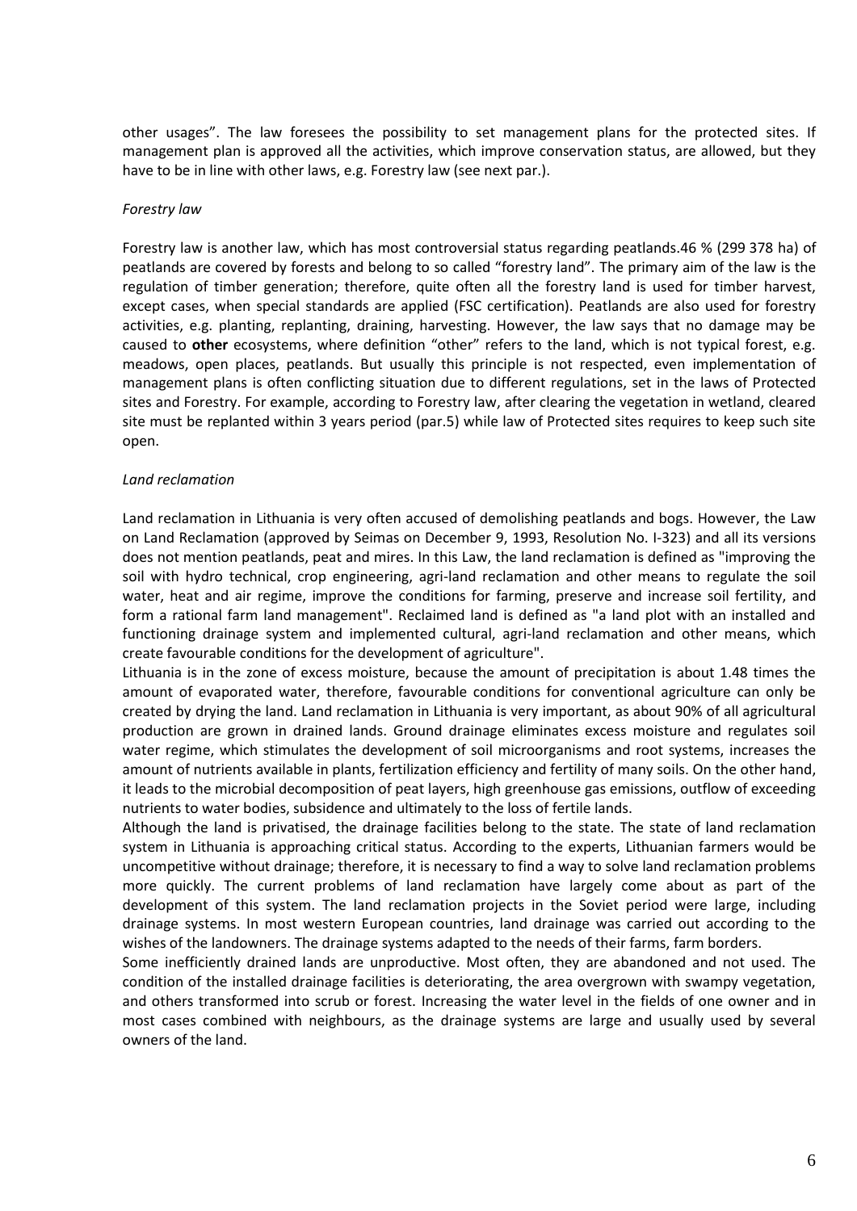other usages". The law foresees the possibility to set management plans for the protected sites. If management plan is approved all the activities, which improve conservation status, are allowed, but they have to be in line with other laws, e.g. Forestry law (see next par.).

*Forestry law*

Forestry law is another law, which has most controversial status regarding peatlands.46 % (299 378 ha) of peatlands are covered by forests and belong to so called "forestry land". The primary aim of the law is the regulation of timber generation; therefore, quite often all the forestry land is used for timber harvest, except cases, when special standards are applied (FSC certification). Peatlands are also used for forestry activities, e.g. planting, replanting, draining, harvesting. However, the law says that no damage may be caused to **other** ecosystems, where definition "other" refers to the land, which is not typical forest, e.g. meadows, open places, peatlands. But usually this principle is not respected, even implementation of management plans is often conflicting situation due to different regulations, set in the laws of Protected sites and Forestry. For example, according to Forestry law, after clearing the vegetation in wetland, cleared site must be replanted within 3 years period (par.5) while law of Protected sites requires to keep such site open.

*Land reclamation*

Land reclamation in Lithuania is very often accused of demolishing peatlands and bogs. However, the Law on Land Reclamation (approved by Seimas on December 9, 1993, Resolution No. I-323) and all its versions does not mention peatlands, peat and mires. In this Law, the land reclamation is defined as "improving the soil with hydro technical, crop engineering, agri-land reclamation and other means to regulate the soil water, heat and air regime, improve the conditions for farming, preserve and increase soil fertility, and form a rational farm land management". Reclaimed land is defined as "a land plot with an installed and functioning drainage system and implemented cultural, agri-land reclamation and other means, which create favourable conditions for the development of agriculture".

Lithuania is in the zone of excess moisture, because the amount of precipitation is about 1.48 times the amount of evaporated water, therefore, favourable conditions for conventional agriculture can only be created by drying the land. Land reclamation in Lithuania is very important, as about 90% of all agricultural production are grown in drained lands. Ground drainage eliminates excess moisture and regulates soil water regime, which stimulates the development of soil microorganisms and root systems, increases the amount of nutrients available in plants, fertilization efficiency and fertility of many soils. On the other hand, it leads to the microbial decomposition of peat layers, high greenhouse gas emissions, outflow of exceeding nutrients to water bodies, subsidence and ultimately to the loss of fertile lands.

Although the land is privatised, the drainage facilities belong to the state. The state of land reclamation system in Lithuania is approaching critical status. According to the experts, Lithuanian farmers would be uncompetitive without drainage; therefore, it is necessary to find a way to solve land reclamation problems more quickly. The current problems of land reclamation have largely come about as part of the development of this system. The land reclamation projects in the Soviet period were large, including drainage systems. In most western European countries, land drainage was carried out according to the wishes of the landowners. The drainage systems adapted to the needs of their farms, farm borders.

Some inefficiently drained lands are unproductive. Most often, they are abandoned and not used. The condition of the installed drainage facilities is deteriorating, the area overgrown with swampy vegetation, and others transformed into scrub or forest. Increasing the water level in the fields of one owner and in most cases combined with neighbours, as the drainage systems are large and usually used by several owners of the land.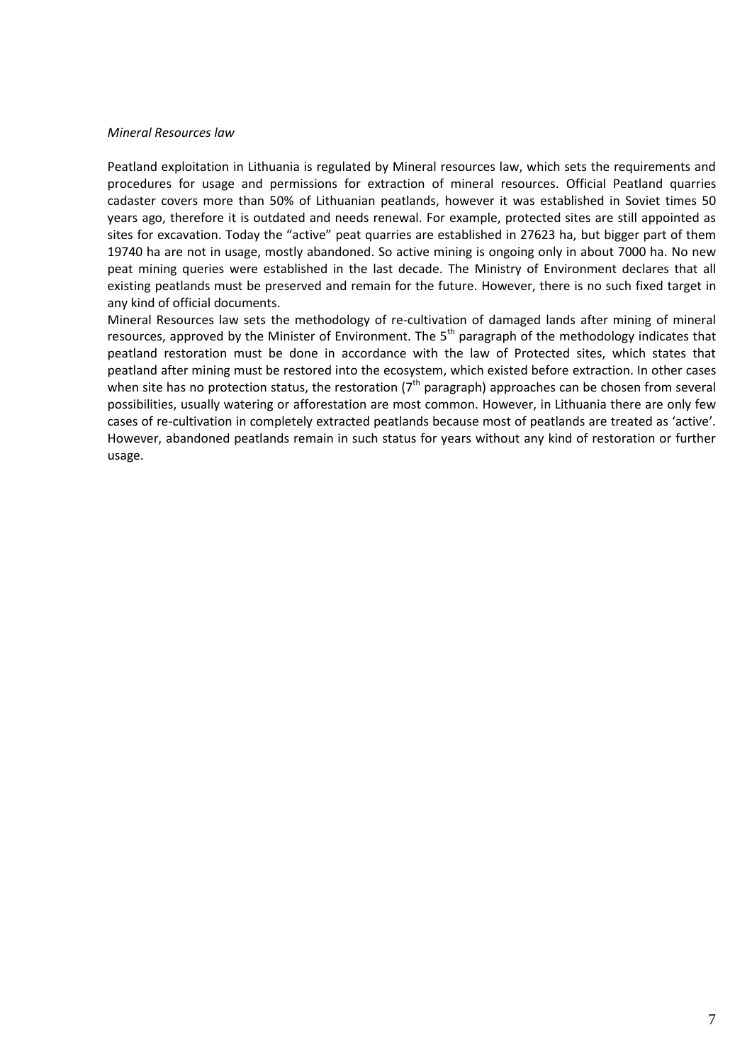*Mineral Resources law*

Peatland exploitation in Lithuania is regulated by Mineral resources law, which sets the requirements and procedures for usage and permissions for extraction of mineral resources. Official Peatland quarries cadaster covers more than 50% of Lithuanian peatlands, however it was established in Soviet times 50 years ago, therefore it is outdated and needs renewal. For example, protected sites are still appointed as sites for excavation. Today the "active" peat quarries are established in 27623 ha, but bigger part of them 19740 ha are not in usage, mostly abandoned. So active mining is ongoing only in about 7000 ha. No new peat mining queries were established in the last decade. The Ministry of Environment declares that all existing peatlands must be preserved and remain for the future. However, there is no such fixed target in any kind of official documents.

Mineral Resources law sets the methodology of re-cultivation of damaged lands after mining of mineral resources, approved by the Minister of Environment. The 5$^{th}$ paragraph of the methodology indicates that peatland restoration must be done in accordance with the law of Protected sites, which states that peatland after mining must be restored into the ecosystem, which existed before extraction. In other cases when site has no protection status, the restoration (7$^{th}$ paragraph) approaches can be chosen from several possibilities, usually watering or afforestation are most common. However, in Lithuania there are only few cases of re-cultivation in completely extracted peatlands because most of peatlands are treated as 'active'. However, abandoned peatlands remain in such status for years without any kind of restoration or further usage.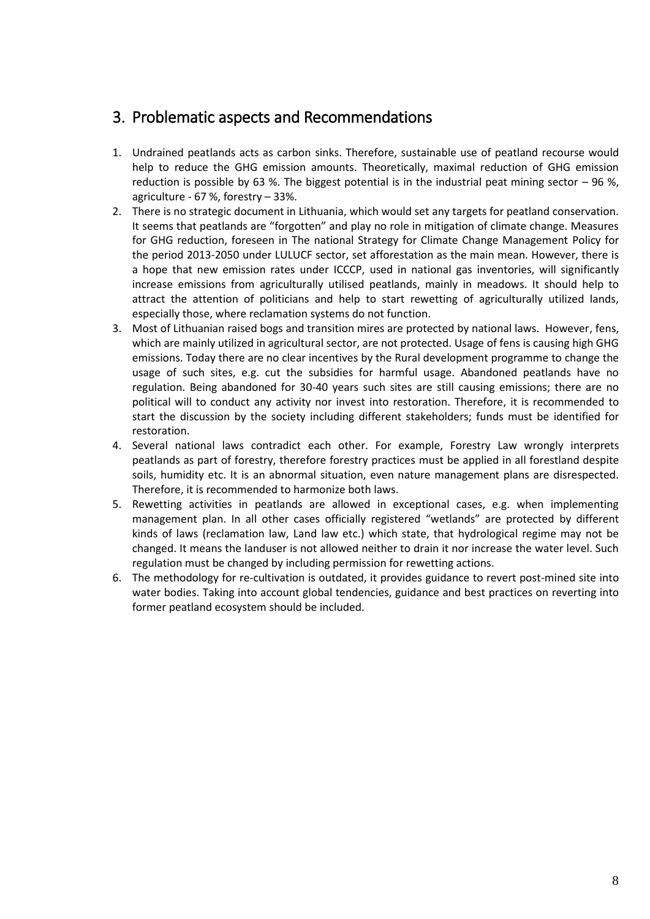## 3. Problematic aspects and Recommendations

1. Undrained peatlands acts as carbon sinks. Therefore, sustainable use of peatland recourse would help to reduce the GHG emission amounts. Theoretically, maximal reduction of GHG emission reduction is possible by 63 %. The biggest potential is in the industrial peat mining sector – 96 %, agriculture - 67 %, forestry – 33%.
2. There is no strategic document in Lithuania, which would set any targets for peatland conservation. It seems that peatlands are "forgotten" and play no role in mitigation of climate change. Measures for GHG reduction, foreseen in The national Strategy for Climate Change Management Policy for the period 2013-2050 under LULUCF sector, set afforestation as the main mean. However, there is a hope that new emission rates under ICCCP, used in national gas inventories, will significantly increase emissions from agriculturally utilised peatlands, mainly in meadows. It should help to attract the attention of politicians and help to start rewetting of agriculturally utilized lands, especially those, where reclamation systems do not function.
3. Most of Lithuanian raised bogs and transition mires are protected by national laws. However, fens, which are mainly utilized in agricultural sector, are not protected. Usage of fens is causing high GHG emissions. Today there are no clear incentives by the Rural development programme to change the usage of such sites, e.g. cut the subsidies for harmful usage. Abandoned peatlands have no regulation. Being abandoned for 30-40 years such sites are still causing emissions; there are no political will to conduct any activity nor invest into restoration. Therefore, it is recommended to start the discussion by the society including different stakeholders; funds must be identified for restoration.
4. Several national laws contradict each other. For example, Forestry Law wrongly interprets peatlands as part of forestry, therefore forestry practices must be applied in all forestland despite soils, humidity etc. It is an abnormal situation, even nature management plans are disrespected. Therefore, it is recommended to harmonize both laws.
5. Rewetting activities in peatlands are allowed in exceptional cases, e.g. when implementing management plan. In all other cases officially registered "wetlands" are protected by different kinds of laws (reclamation law, Land law etc.) which state, that hydrological regime may not be changed. It means the landuser is not allowed neither to drain it nor increase the water level. Such regulation must be changed by including permission for rewetting actions.
6. The methodology for re-cultivation is outdated, it provides guidance to revert post-mined site into water bodies. Taking into account global tendencies, guidance and best practices on reverting into former peatland ecosystem should be included.